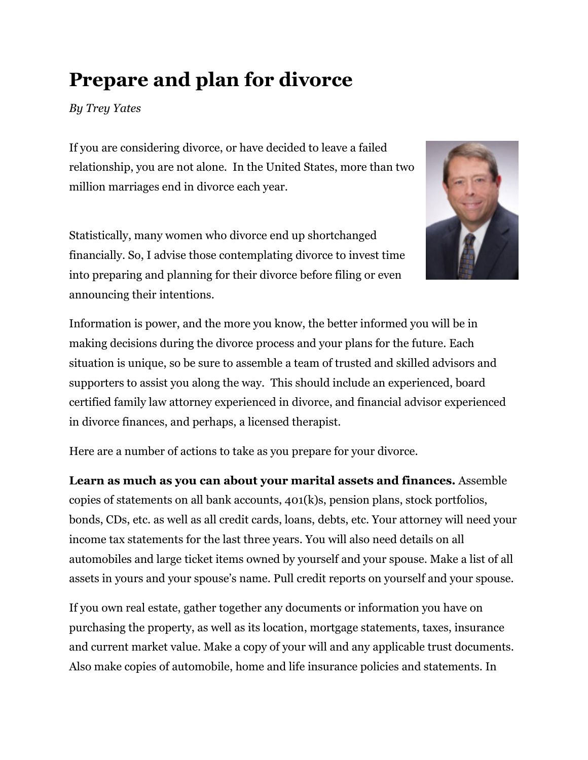# Prepare and plan for divorce

*By Trey Yates*

If you are considering divorce, or have decided to leave a failed relationship, you are not alone. In the United States, more than two million marriages end in divorce each year.

Statistically, many women who divorce end up shortchanged financially. So, I advise those contemplating divorce to invest time into preparing and planning for their divorce before filing or even announcing their intentions.

Information is power, and the more you know, the better informed you will be in making decisions during the divorce process and your plans for the future. Each situation is unique, so be sure to assemble a team of trusted and skilled advisors and supporters to assist you along the way. This should include an experienced, board certified family law attorney experienced in divorce, and financial advisor experienced in divorce finances, and perhaps, a licensed therapist.

Here are a number of actions to take as you prepare for your divorce.

**Learn as much as you can about your marital assets and finances.** Assemble copies of statements on all bank accounts, 401(k)s, pension plans, stock portfolios, bonds, CDs, etc. as well as all credit cards, loans, debts, etc. Your attorney will need your income tax statements for the last three years. You will also need details on all automobiles and large ticket items owned by yourself and your spouse. Make a list of all assets in yours and your spouse's name. Pull credit reports on yourself and your spouse.

If you own real estate, gather together any documents or information you have on purchasing the property, as well as its location, mortgage statements, taxes, insurance and current market value. Make a copy of your will and any applicable trust documents. Also make copies of automobile, home and life insurance policies and statements. In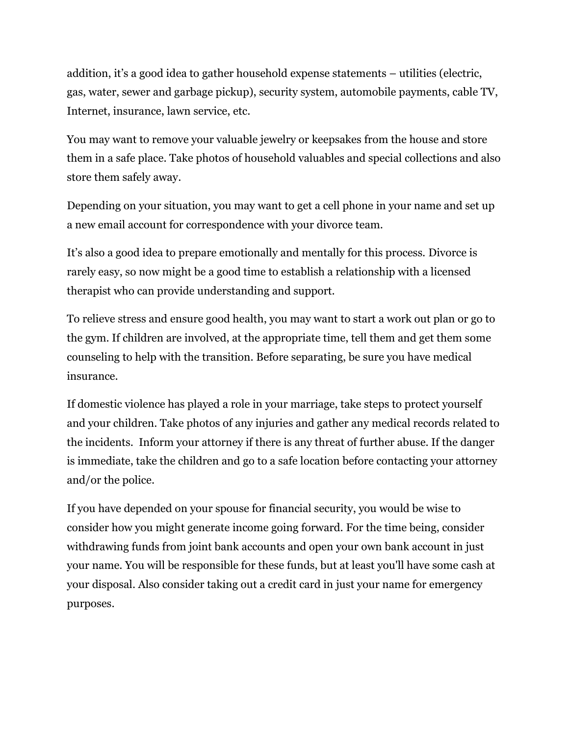addition, it's a good idea to gather household expense statements – utilities (electric, gas, water, sewer and garbage pickup), security system, automobile payments, cable TV, Internet, insurance, lawn service, etc.

You may want to remove your valuable jewelry or keepsakes from the house and store them in a safe place. Take photos of household valuables and special collections and also store them safely away.

Depending on your situation, you may want to get a cell phone in your name and set up a new email account for correspondence with your divorce team.

It's also a good idea to prepare emotionally and mentally for this process. Divorce is rarely easy, so now might be a good time to establish a relationship with a licensed therapist who can provide understanding and support.

To relieve stress and ensure good health, you may want to start a work out plan or go to the gym. If children are involved, at the appropriate time, tell them and get them some counseling to help with the transition. Before separating, be sure you have medical insurance.

If domestic violence has played a role in your marriage, take steps to protect yourself and your children. Take photos of any injuries and gather any medical records related to the incidents. Inform your attorney if there is any threat of further abuse. If the danger is immediate, take the children and go to a safe location before contacting your attorney and/or the police.

If you have depended on your spouse for financial security, you would be wise to consider how you might generate income going forward. For the time being, consider withdrawing funds from joint bank accounts and open your own bank account in just your name. You will be responsible for these funds, but at least you'll have some cash at your disposal. Also consider taking out a credit card in just your name for emergency purposes.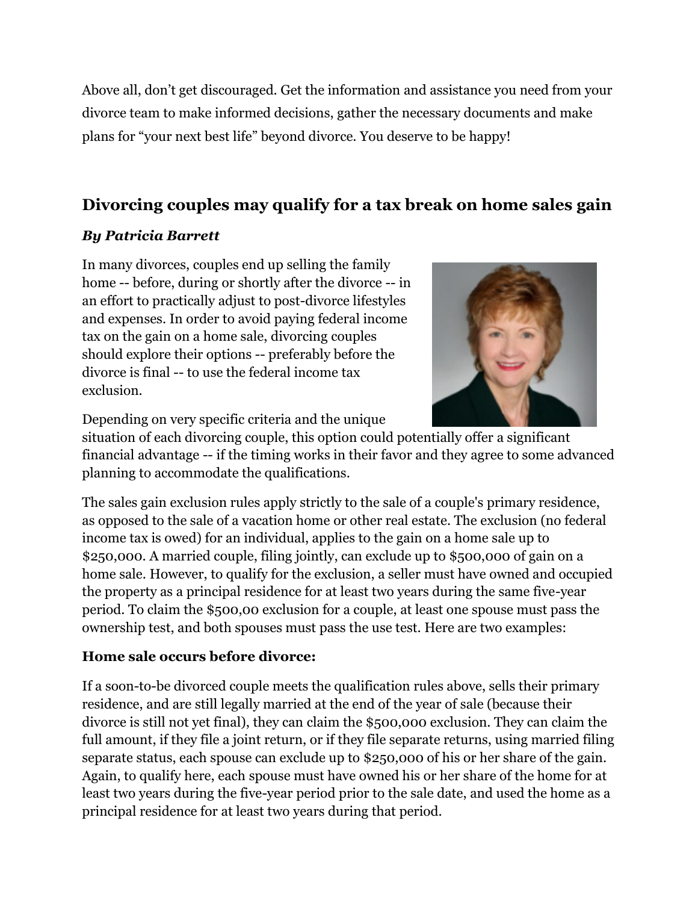Above all, don't get discouraged. Get the information and assistance you need from your divorce team to make informed decisions, gather the necessary documents and make plans for "your next best life" beyond divorce. You deserve to be happy!

## Divorcing couples may qualify for a tax break on home sales gain

***By Patricia Barrett***

In many divorces, couples end up selling the family home -- before, during or shortly after the divorce -- in an effort to practically adjust to post-divorce lifestyles and expenses. In order to avoid paying federal income tax on the gain on a home sale, divorcing couples should explore their options -- preferably before the divorce is final -- to use the federal income tax exclusion.

Depending on very specific criteria and the unique situation of each divorcing couple, this option could potentially offer a significant financial advantage -- if the timing works in their favor and they agree to some advanced planning to accommodate the qualifications.

The sales gain exclusion rules apply strictly to the sale of a couple's primary residence, as opposed to the sale of a vacation home or other real estate. The exclusion (no federal income tax is owed) for an individual, applies to the gain on a home sale up to $250,000. A married couple, filing jointly, can exclude up to $500,000 of gain on a home sale. However, to qualify for the exclusion, a seller must have owned and occupied the property as a principal residence for at least two years during the same five-year period. To claim the $500,00 exclusion for a couple, at least one spouse must pass the ownership test, and both spouses must pass the use test. Here are two examples:

### Home sale occurs before divorce:

If a soon-to-be divorced couple meets the qualification rules above, sells their primary residence, and are still legally married at the end of the year of sale (because their divorce is still not yet final), they can claim the $500,000 exclusion. They can claim the full amount, if they file a joint return, or if they file separate returns, using married filing separate status, each spouse can exclude up to $250,000 of his or her share of the gain. Again, to qualify here, each spouse must have owned his or her share of the home for at least two years during the five-year period prior to the sale date, and used the home as a principal residence for at least two years during that period.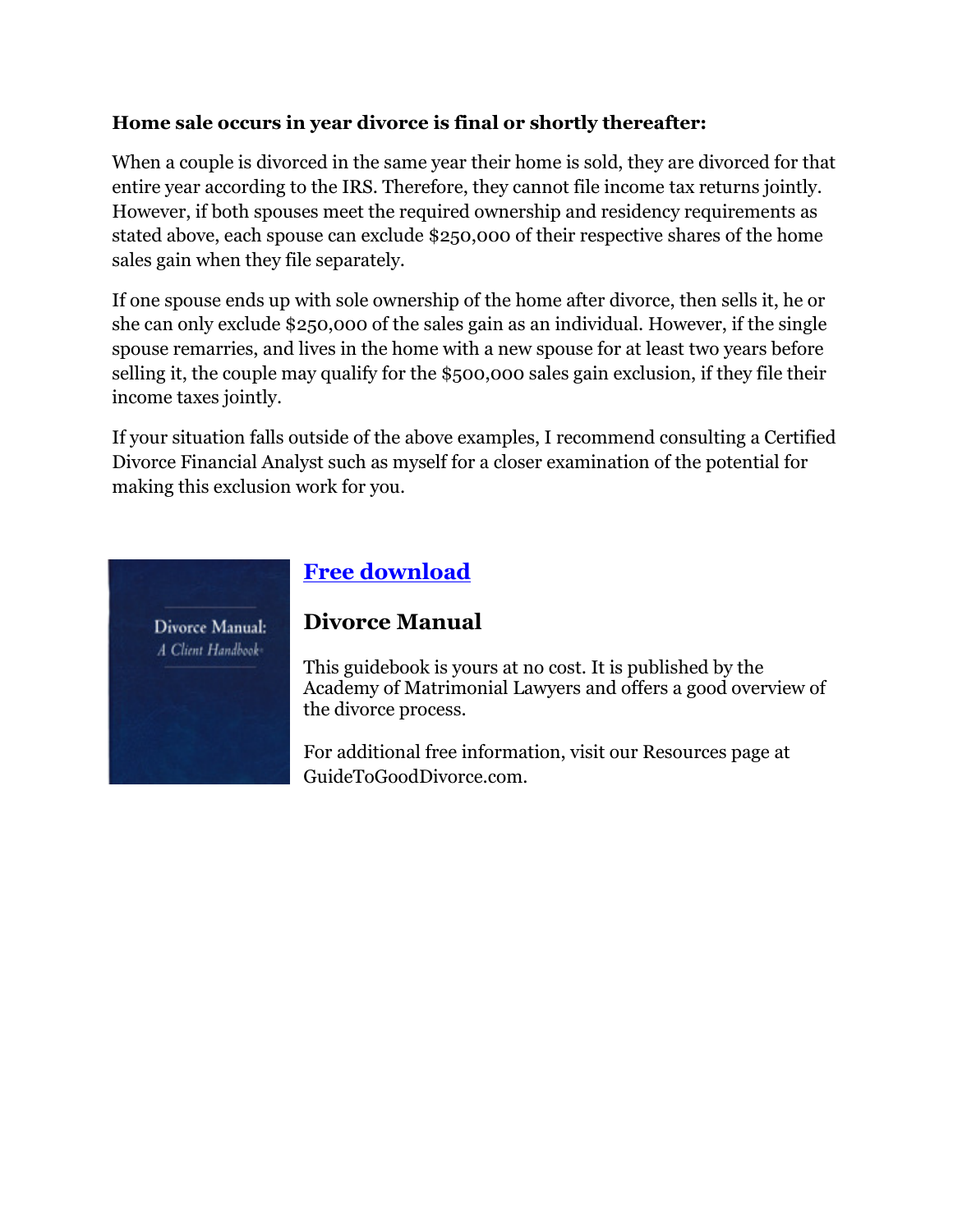**Home sale occurs in year divorce is final or shortly thereafter:**

When a couple is divorced in the same year their home is sold, they are divorced for that entire year according to the IRS. Therefore, they cannot file income tax returns jointly. However, if both spouses meet the required ownership and residency requirements as stated above, each spouse can exclude $250,000 of their respective shares of the home sales gain when they file separately.

If one spouse ends up with sole ownership of the home after divorce, then sells it, he or she can only exclude $250,000 of the sales gain as an individual. However, if the single spouse remarries, and lives in the home with a new spouse for at least two years before selling it, the couple may qualify for the $500,000 sales gain exclusion, if they file their income taxes jointly.

If your situation falls outside of the above examples, I recommend consulting a Certified Divorce Financial Analyst such as myself for a closer examination of the potential for making this exclusion work for you.

Divorce Manual:
*A Client Handbook*

## Free download

## Divorce Manual

This guidebook is yours at no cost. It is published by the Academy of Matrimonial Lawyers and offers a good overview of the divorce process.

For additional free information, visit our Resources page at GuideToGoodDivorce.com.